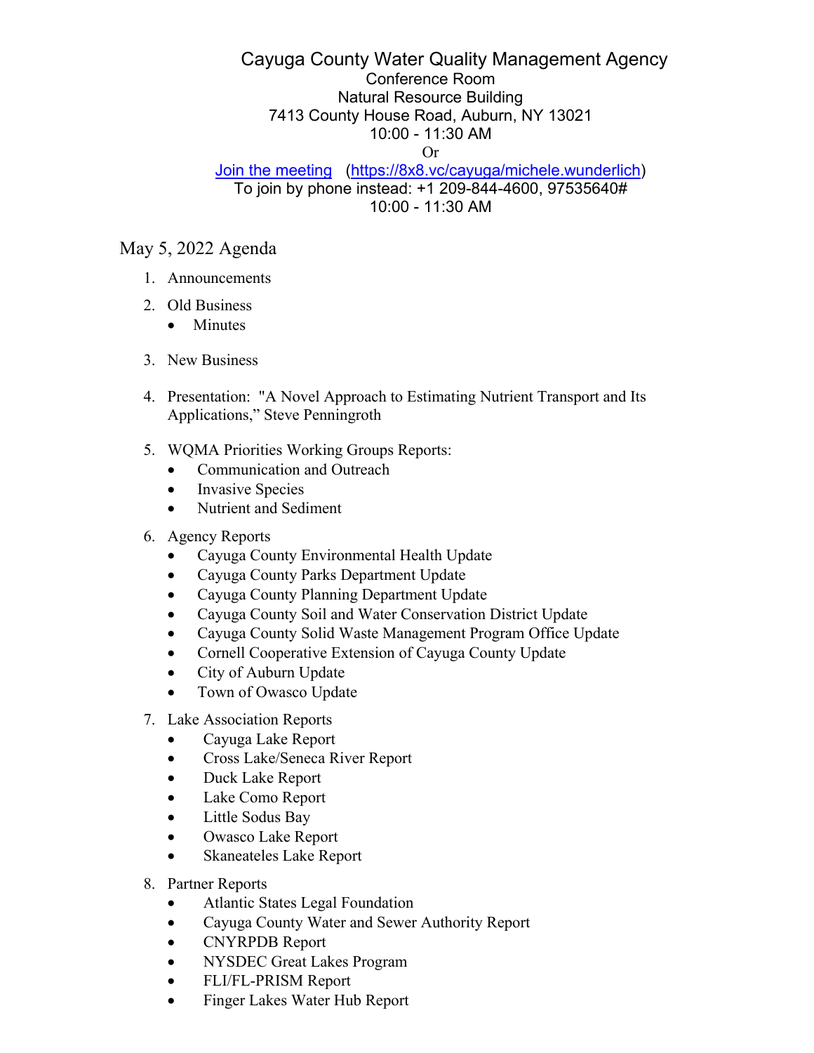# Cayuga County Water Quality Management Agency

Conference Room
Natural Resource Building
7413 County House Road, Auburn, NY 13021
10:00 - 11:30 AM
Or
[Join the meeting](https://8x8.vc/cayuga/michele.wunderlich) (https://8x8.vc/cayuga/michele.wunderlich)
To join by phone instead: +1 209-844-4600, 97535640#
10:00 - 11:30 AM

## May 5, 2022 Agenda

1. Announcements
2. Old Business
   - Minutes
3. New Business
4. Presentation: "A Novel Approach to Estimating Nutrient Transport and Its Applications," Steve Penningroth
5. WQMA Priorities Working Groups Reports:
   - Communication and Outreach
   - Invasive Species
   - Nutrient and Sediment
6. Agency Reports
   - Cayuga County Environmental Health Update
   - Cayuga County Parks Department Update
   - Cayuga County Planning Department Update
   - Cayuga County Soil and Water Conservation District Update
   - Cayuga County Solid Waste Management Program Office Update
   - Cornell Cooperative Extension of Cayuga County Update
   - City of Auburn Update
   - Town of Owasco Update
7. Lake Association Reports
   - Cayuga Lake Report
   - Cross Lake/Seneca River Report
   - Duck Lake Report
   - Lake Como Report
   - Little Sodus Bay
   - Owasco Lake Report
   - Skaneateles Lake Report
8. Partner Reports
   - Atlantic States Legal Foundation
   - Cayuga County Water and Sewer Authority Report
   - CNYRPDB Report
   - NYSDEC Great Lakes Program
   - FLI/FL-PRISM Report
   - Finger Lakes Water Hub Report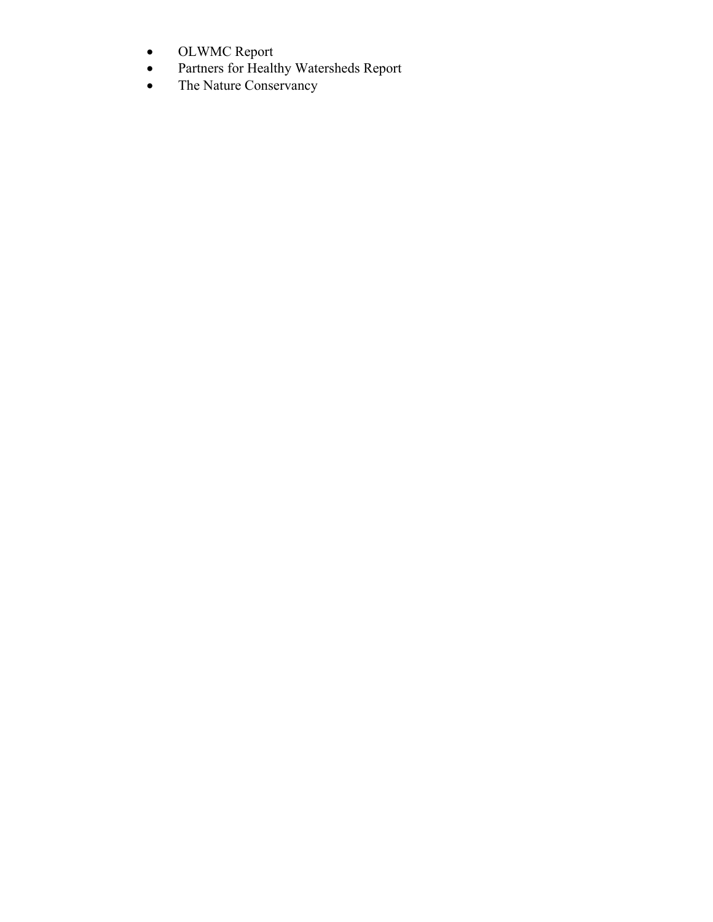- OLWMC Report
- Partners for Healthy Watersheds Report
- The Nature Conservancy